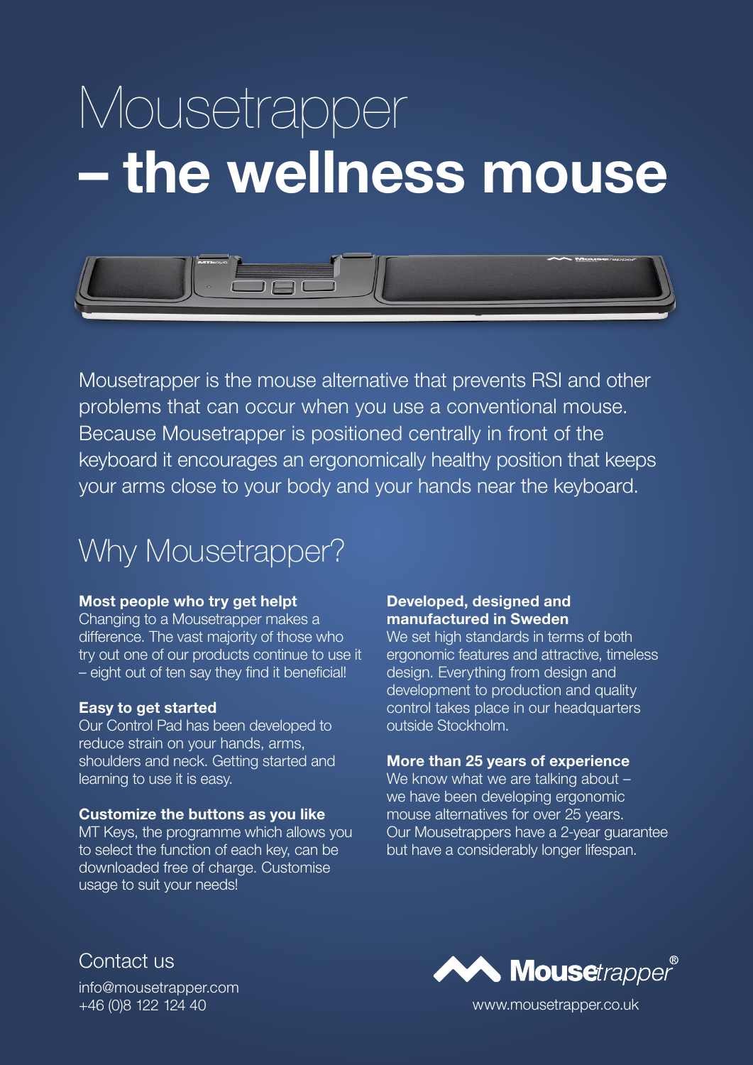# Mousetrapper – the wellness mouse

Mousetrapper is the mouse alternative that prevents RSI and other problems that can occur when you use a conventional mouse. Because Mousetrapper is positioned centrally in front of the keyboard it encourages an ergonomically healthy position that keeps your arms close to your body and your hands near the keyboard.

## Why Mousetrapper?

**Most people who try get helpt**
Changing to a Mousetrapper makes a difference. The vast majority of those who try out one of our products continue to use it – eight out of ten say they find it beneficial!

**Easy to get started**
Our Control Pad has been developed to reduce strain on your hands, arms, shoulders and neck. Getting started and learning to use it is easy.

**Customize the buttons as you like**
MT Keys, the programme which allows you to select the function of each key, can be downloaded free of charge. Customise usage to suit your needs!

**Developed, designed and manufactured in Sweden**
We set high standards in terms of both ergonomic features and attractive, timeless design. Everything from design and development to production and quality control takes place in our headquarters outside Stockholm.

**More than 25 years of experience**
We know what we are talking about – we have been developing ergonomic mouse alternatives for over 25 years. Our Mousetrappers have a 2-year guarantee but have a considerably longer lifespan.

## Contact us

info@mousetrapper.com
+46 (0)8 122 124 40

Mousetrapper®
www.mousetrapper.co.uk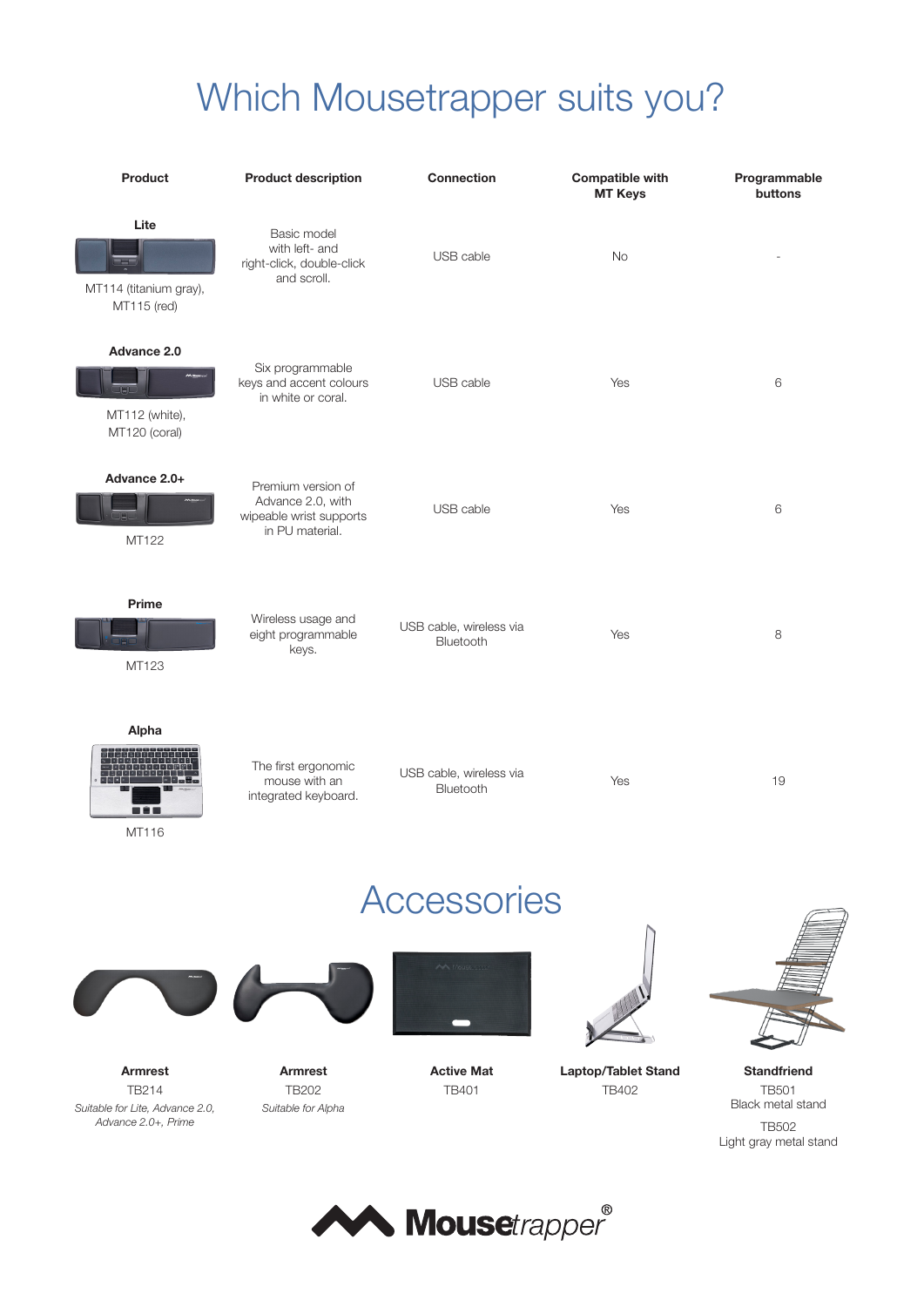# Which Mousetrapper suits you?

| Product | Product description | Connection | Compatible with MT Keys | Programmable buttons |
|---|---|---|---|---|
| **Lite**<br>MT114 (titanium gray), MT115 (red) | Basic model with left- and right-click, double-click and scroll. | USB cable | No | - |
| **Advance 2.0**<br>MT112 (white), MT120 (coral) | Six programmable keys and accent colours in white or coral. | USB cable | Yes | 6 |
| **Advance 2.0+**<br>MT122 | Premium version of Advance 2.0, with wipeable wrist supports in PU material. | USB cable | Yes | 6 |
| **Prime**<br>MT123 | Wireless usage and eight programmable keys. | USB cable, wireless via Bluetooth | Yes | 8 |
| **Alpha**<br>MT116 | The first ergonomic mouse with an integrated keyboard. | USB cable, wireless via Bluetooth | Yes | 19 |

# Accessories

**Armrest**
TB214
*Suitable for Lite, Advance 2.0, Advance 2.0+, Prime*

**Armrest**
TB202
*Suitable for Alpha*

**Active Mat**
TB401

**Laptop/Tablet Stand**
TB402

**Standfriend**
TB501
Black metal stand

TB502
Light gray metal stand

Mousetrapper®